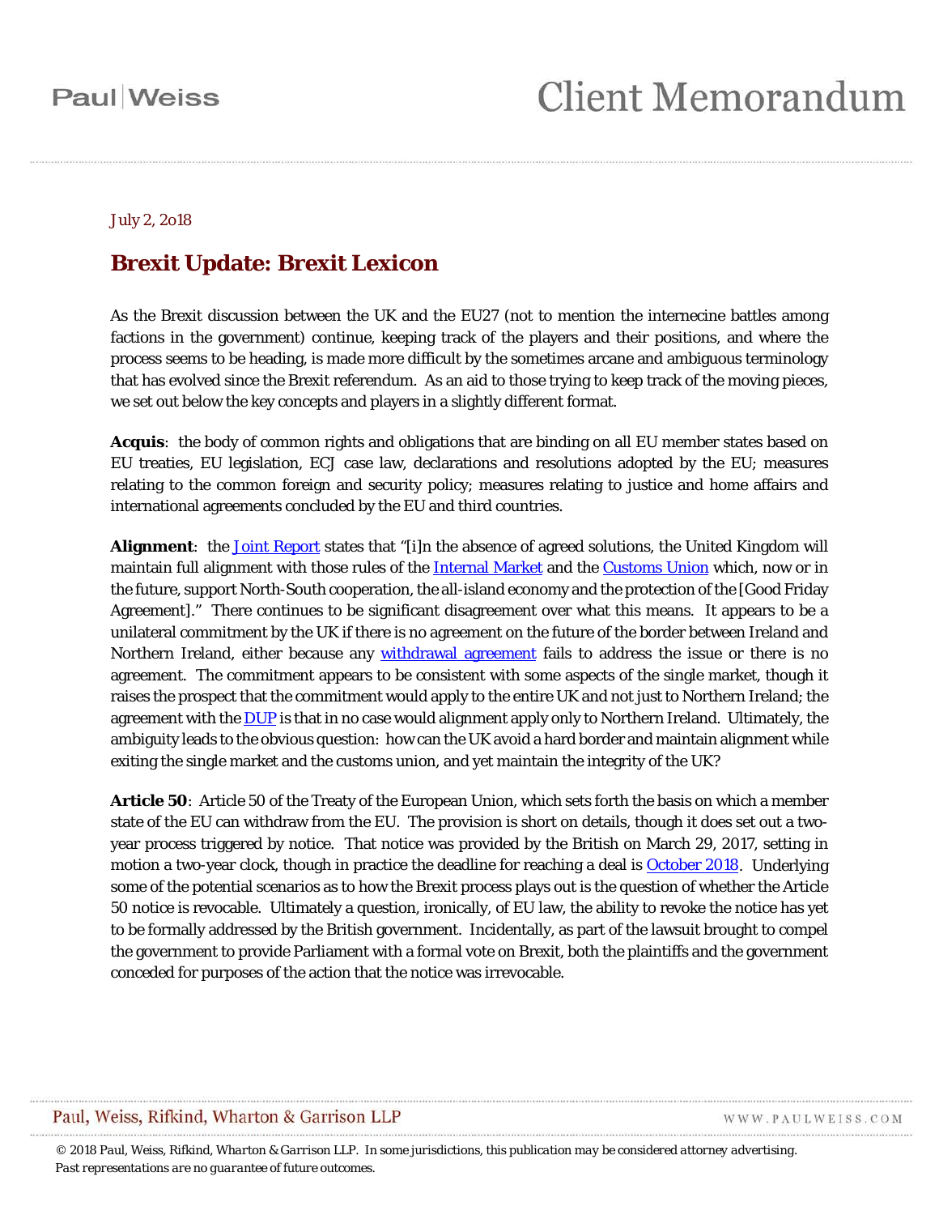Paul|Weiss

# Client Memorandum

July 2, 2018

## Brexit Update: Brexit Lexicon

As the Brexit discussion between the UK and the EU27 (not to mention the internecine battles among factions in the government) continue, keeping track of the players and their positions, and where the process seems to be heading, is made more difficult by the sometimes arcane and ambiguous terminology that has evolved since the Brexit referendum. As an aid to those trying to keep track of the moving pieces, we set out below the key concepts and players in a slightly different format.

**Acquis**: the body of common rights and obligations that are binding on all EU member states based on EU treaties, EU legislation, ECJ case law, declarations and resolutions adopted by the EU; measures relating to the common foreign and security policy; measures relating to justice and home affairs and international agreements concluded by the EU and third countries.

**Alignment**: the Joint Report states that "[i]n the absence of agreed solutions, the United Kingdom will maintain full alignment with those rules of the Internal Market and the Customs Union which, now or in the future, support North-South cooperation, the all-island economy and the protection of the [Good Friday Agreement]." There continues to be significant disagreement over what this means. It appears to be a unilateral commitment by the UK if there is no agreement on the future of the border between Ireland and Northern Ireland, either because any withdrawal agreement fails to address the issue or there is no agreement. The commitment appears to be consistent with some aspects of the single market, though it raises the prospect that the commitment would apply to the entire UK and not just to Northern Ireland; the agreement with the DUP is that in no case would alignment apply only to Northern Ireland. Ultimately, the ambiguity leads to the obvious question: how can the UK avoid a hard border and maintain alignment while exiting the single market and the customs union, and yet maintain the integrity of the UK?

**Article 50**: Article 50 of the Treaty of the European Union, which sets forth the basis on which a member state of the EU can withdraw from the EU. The provision is short on details, though it does set out a two-year process triggered by notice. That notice was provided by the British on March 29, 2017, setting in motion a two-year clock, though in practice the deadline for reaching a deal is October 2018. Underlying some of the potential scenarios as to how the Brexit process plays out is the question of whether the Article 50 notice is revocable. Ultimately a question, ironically, of EU law, the ability to revoke the notice has yet to be formally addressed by the British government. Incidentally, as part of the lawsuit brought to compel the government to provide Parliament with a formal vote on Brexit, both the plaintiffs and the government conceded for purposes of the action that the notice was irrevocable.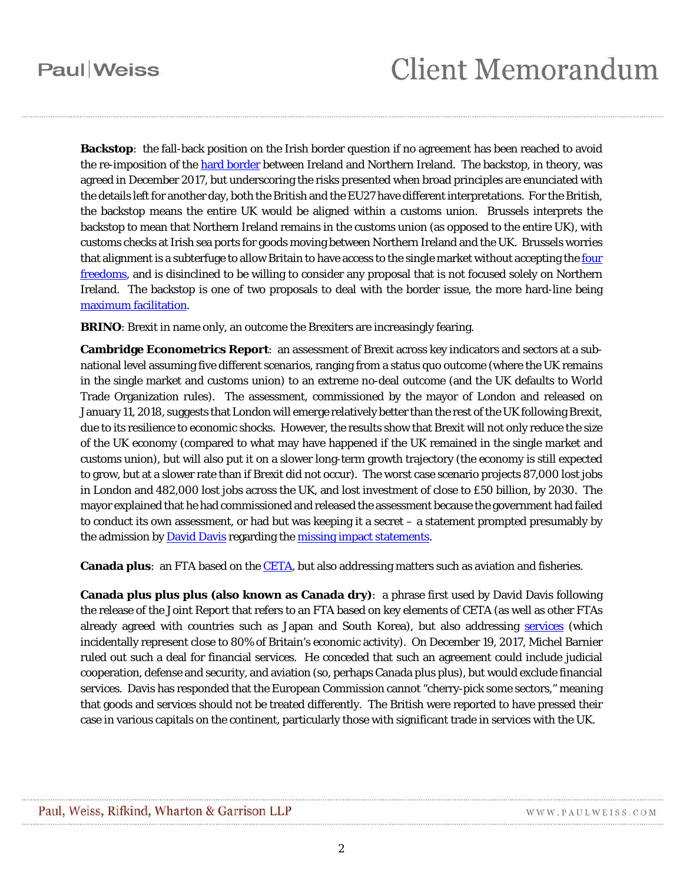**Backstop**: the fall-back position on the Irish border question if no agreement has been reached to avoid the re-imposition of the [hard border](#) between Ireland and Northern Ireland. The backstop, in theory, was agreed in December 2017, but underscoring the risks presented when broad principles are enunciated with the details left for another day, both the British and the EU27 have different interpretations. For the British, the backstop means the entire UK would be aligned within a customs union. Brussels interprets the backstop to mean that Northern Ireland remains in the customs union (as opposed to the entire UK), with customs checks at Irish sea ports for goods moving between Northern Ireland and the UK. Brussels worries that alignment is a subterfuge to allow Britain to have access to the single market without accepting the [four freedoms](#), and is disinclined to be willing to consider any proposal that is not focused solely on Northern Ireland. The backstop is one of two proposals to deal with the border issue, the more hard-line being [maximum facilitation](#).

**BRINO**: Brexit in name only, an outcome the Brexiters are increasingly fearing.

**Cambridge Econometrics Report**: an assessment of Brexit across key indicators and sectors at a sub-national level assuming five different scenarios, ranging from a status quo outcome (where the UK remains in the single market and customs union) to an extreme no-deal outcome (and the UK defaults to World Trade Organization rules). The assessment, commissioned by the mayor of London and released on January 11, 2018, suggests that London will emerge relatively better than the rest of the UK following Brexit, due to its resilience to economic shocks. However, the results show that Brexit will not only reduce the size of the UK economy (compared to what may have happened if the UK remained in the single market and customs union), but will also put it on a slower long-term growth trajectory (the economy is still expected to grow, but at a slower rate than if Brexit did not occur). The worst case scenario projects 87,000 lost jobs in London and 482,000 lost jobs across the UK, and lost investment of close to £50 billion, by 2030. The mayor explained that he had commissioned and released the assessment because the government had failed to conduct its own assessment, or had but was keeping it a secret – a statement prompted presumably by the admission by [David Davis](#) regarding the [missing impact statements](#).

**Canada plus**: an FTA based on the [CETA](#), but also addressing matters such as aviation and fisheries.

**Canada plus plus plus (also known as Canada dry)**: a phrase first used by David Davis following the release of the Joint Report that refers to an FTA based on key elements of CETA (as well as other FTAs already agreed with countries such as Japan and South Korea), but also addressing [services](#) (which incidentally represent close to 80% of Britain's economic activity). On December 19, 2017, Michel Barnier ruled out such a deal for financial services. He conceded that such an agreement could include judicial cooperation, defense and security, and aviation (so, perhaps Canada plus plus), but would exclude financial services. Davis has responded that the European Commission cannot "cherry-pick some sectors," meaning that goods and services should not be treated differently. The British were reported to have pressed their case in various capitals on the continent, particularly those with significant trade in services with the UK.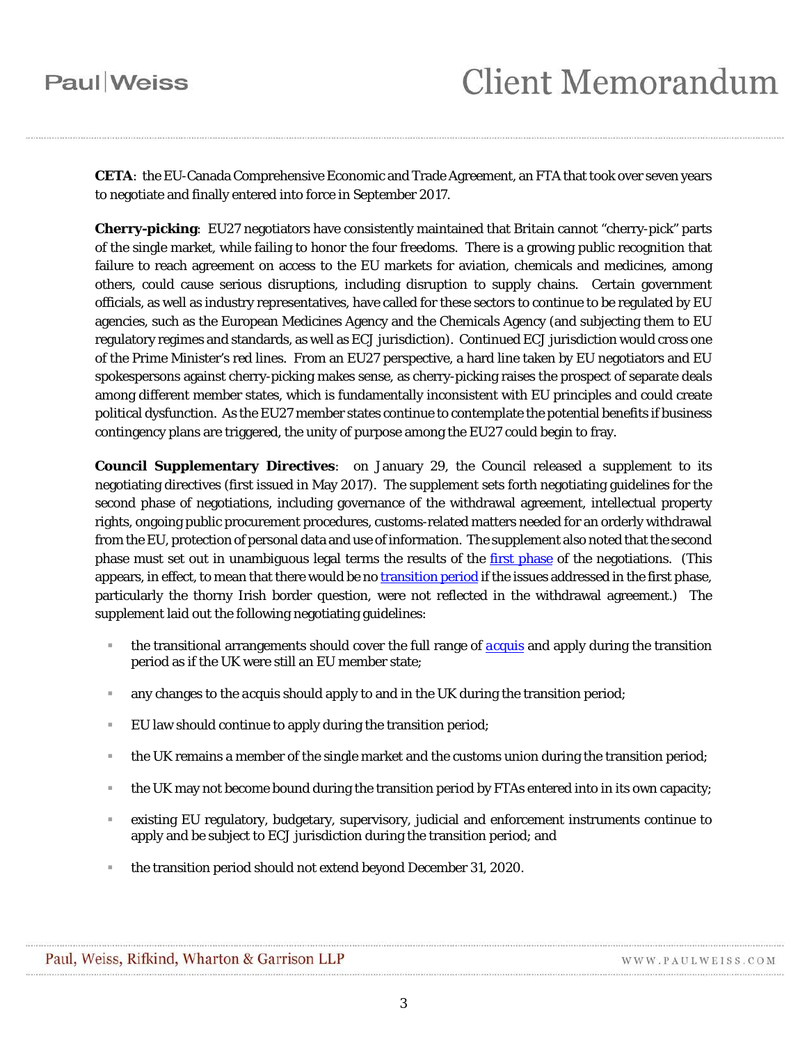**CETA**: the EU-Canada Comprehensive Economic and Trade Agreement, an FTA that took over seven years to negotiate and finally entered into force in September 2017.

**Cherry-picking**: EU27 negotiators have consistently maintained that Britain cannot "cherry-pick" parts of the single market, while failing to honor the four freedoms. There is a growing public recognition that failure to reach agreement on access to the EU markets for aviation, chemicals and medicines, among others, could cause serious disruptions, including disruption to supply chains. Certain government officials, as well as industry representatives, have called for these sectors to continue to be regulated by EU agencies, such as the European Medicines Agency and the Chemicals Agency (and subjecting them to EU regulatory regimes and standards, as well as ECJ jurisdiction). Continued ECJ jurisdiction would cross one of the Prime Minister's red lines. From an EU27 perspective, a hard line taken by EU negotiators and EU spokespersons against cherry-picking makes sense, as cherry-picking raises the prospect of separate deals among different member states, which is fundamentally inconsistent with EU principles and could create political dysfunction. As the EU27 member states continue to contemplate the potential benefits if business contingency plans are triggered, the unity of purpose among the EU27 could begin to fray.

**Council Supplementary Directives**: on January 29, the Council released a supplement to its negotiating directives (first issued in May 2017). The supplement sets forth negotiating guidelines for the second phase of negotiations, including governance of the withdrawal agreement, intellectual property rights, ongoing public procurement procedures, customs-related matters needed for an orderly withdrawal from the EU, protection of personal data and use of information. The supplement also noted that the second phase must set out in unambiguous legal terms the results of the first phase of the negotiations. (This appears, in effect, to mean that there would be no transition period if the issues addressed in the first phase, particularly the thorny Irish border question, were not reflected in the withdrawal agreement.) The supplement laid out the following negotiating guidelines:

- the transitional arrangements should cover the full range of acquis and apply during the transition period as if the UK were still an EU member state;
- any changes to the *acquis* should apply to and in the UK during the transition period;
- EU law should continue to apply during the transition period;
- the UK remains a member of the single market and the customs union during the transition period;
- the UK may not become bound during the transition period by FTAs entered into in its own capacity;
- existing EU regulatory, budgetary, supervisory, judicial and enforcement instruments continue to apply and be subject to ECJ jurisdiction during the transition period; and
- the transition period should not extend beyond December 31, 2020.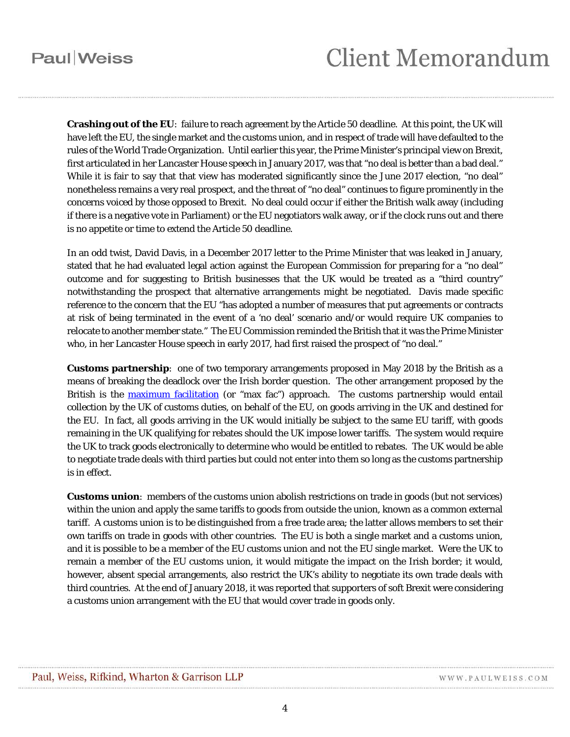**Crashing out of the EU**: failure to reach agreement by the Article 50 deadline. At this point, the UK will have left the EU, the single market and the customs union, and in respect of trade will have defaulted to the rules of the World Trade Organization. Until earlier this year, the Prime Minister's principal view on Brexit, first articulated in her Lancaster House speech in January 2017, was that "no deal is better than a bad deal." While it is fair to say that that view has moderated significantly since the June 2017 election, "no deal" nonetheless remains a very real prospect, and the threat of "no deal" continues to figure prominently in the concerns voiced by those opposed to Brexit. No deal could occur if either the British walk away (including if there is a negative vote in Parliament) or the EU negotiators walk away, or if the clock runs out and there is no appetite or time to extend the Article 50 deadline.

In an odd twist, David Davis, in a December 2017 letter to the Prime Minister that was leaked in January, stated that he had evaluated legal action against the European Commission for preparing for a "no deal" outcome and for suggesting to British businesses that the UK would be treated as a "third country" notwithstanding the prospect that alternative arrangements might be negotiated. Davis made specific reference to the concern that the EU "has adopted a number of measures that put agreements or contracts at risk of being terminated in the event of a 'no deal' scenario and/or would require UK companies to relocate to another member state." The EU Commission reminded the British that it was the Prime Minister who, in her Lancaster House speech in early 2017, had first raised the prospect of "no deal."

**Customs partnership**: one of two temporary arrangements proposed in May 2018 by the British as a means of breaking the deadlock over the Irish border question. The other arrangement proposed by the British is the maximum facilitation (or "max fac") approach. The customs partnership would entail collection by the UK of customs duties, on behalf of the EU, on goods arriving in the UK and destined for the EU. In fact, all goods arriving in the UK would initially be subject to the same EU tariff, with goods remaining in the UK qualifying for rebates should the UK impose lower tariffs. The system would require the UK to track goods electronically to determine who would be entitled to rebates. The UK would be able to negotiate trade deals with third parties but could not enter into them so long as the customs partnership is in effect.

**Customs union**: members of the customs union abolish restrictions on trade in goods (but not services) within the union and apply the same tariffs to goods from outside the union, known as a common external tariff. A customs union is to be distinguished from a free trade area; the latter allows members to set their own tariffs on trade in goods with other countries. The EU is both a single market and a customs union, and it is possible to be a member of the EU customs union and not the EU single market. Were the UK to remain a member of the EU customs union, it would mitigate the impact on the Irish border; it would, however, absent special arrangements, also restrict the UK's ability to negotiate its own trade deals with third countries. At the end of January 2018, it was reported that supporters of soft Brexit were considering a customs union arrangement with the EU that would cover trade in goods only.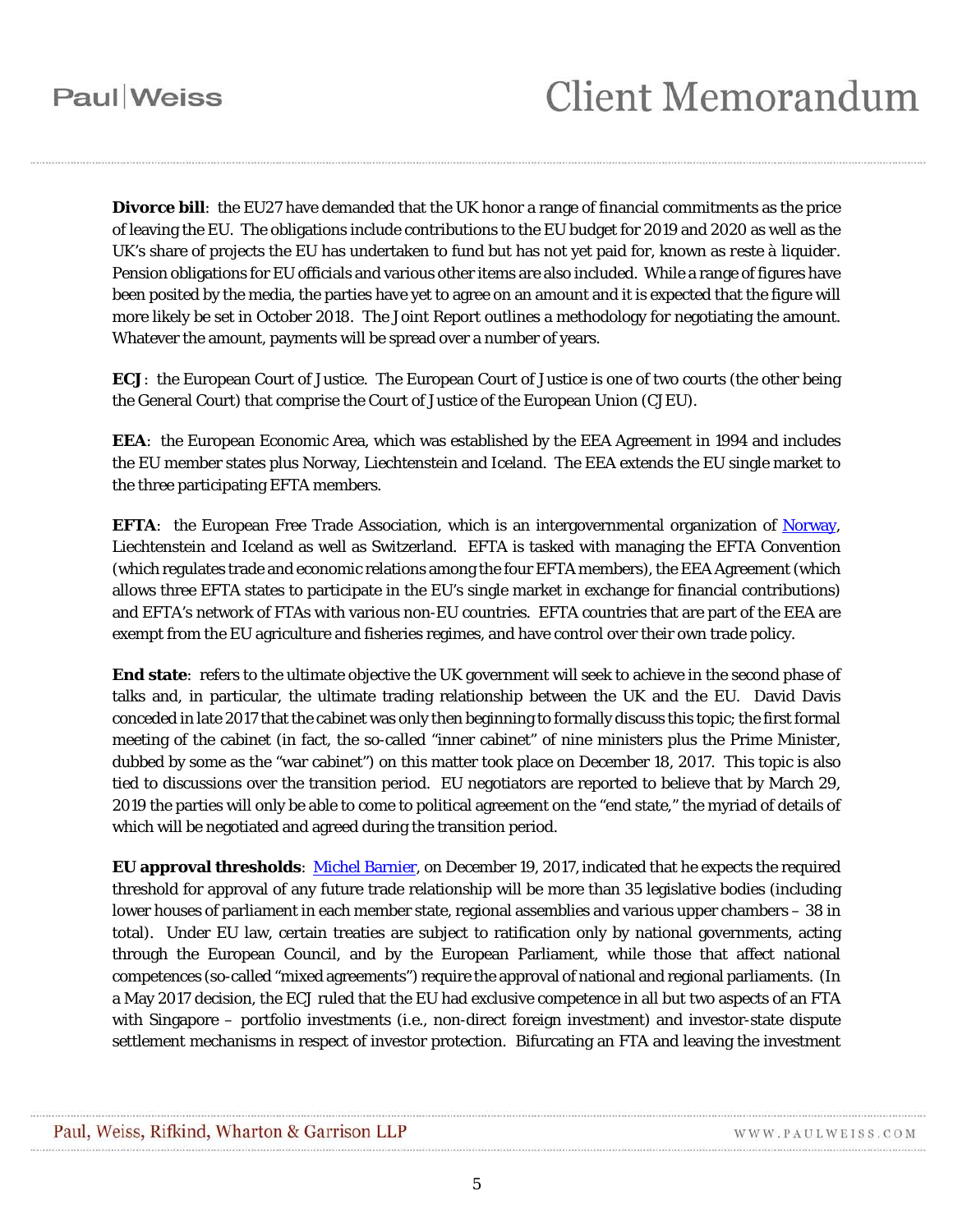**Divorce bill**: the EU27 have demanded that the UK honor a range of financial commitments as the price of leaving the EU. The obligations include contributions to the EU budget for 2019 and 2020 as well as the UK's share of projects the EU has undertaken to fund but has not yet paid for, known as *reste à liquider*. Pension obligations for EU officials and various other items are also included. While a range of figures have been posited by the media, the parties have yet to agree on an amount and it is expected that the figure will more likely be set in October 2018. The Joint Report outlines a methodology for negotiating the amount. Whatever the amount, payments will be spread over a number of years.

**ECJ**: the European Court of Justice. The European Court of Justice is one of two courts (the other being the General Court) that comprise the Court of Justice of the European Union (CJEU).

**EEA**: the European Economic Area, which was established by the EEA Agreement in 1994 and includes the EU member states plus Norway, Liechtenstein and Iceland. The EEA extends the EU single market to the three participating EFTA members.

**EFTA**: the European Free Trade Association, which is an intergovernmental organization of Norway, Liechtenstein and Iceland as well as Switzerland. EFTA is tasked with managing the EFTA Convention (which regulates trade and economic relations among the four EFTA members), the EEA Agreement (which allows three EFTA states to participate in the EU's single market in exchange for financial contributions) and EFTA's network of FTAs with various non-EU countries. EFTA countries that are part of the EEA are exempt from the EU agriculture and fisheries regimes, and have control over their own trade policy.

**End state**: refers to the ultimate objective the UK government will seek to achieve in the second phase of talks and, in particular, the ultimate trading relationship between the UK and the EU. David Davis conceded in late 2017 that the cabinet was only then beginning to formally discuss this topic; the first formal meeting of the cabinet (in fact, the so-called "inner cabinet" of nine ministers plus the Prime Minister, dubbed by some as the "war cabinet") on this matter took place on December 18, 2017. This topic is also tied to discussions over the transition period. EU negotiators are reported to believe that by March 29, 2019 the parties will only be able to come to political agreement on the "end state," the myriad of details of which will be negotiated and agreed during the transition period.

**EU approval thresholds**: Michel Barnier, on December 19, 2017, indicated that he expects the required threshold for approval of any future trade relationship will be more than 35 legislative bodies (including lower houses of parliament in each member state, regional assemblies and various upper chambers – 38 in total). Under EU law, certain treaties are subject to ratification only by national governments, acting through the European Council, and by the European Parliament, while those that affect national competences (so-called "mixed agreements") require the approval of national and regional parliaments. (In a May 2017 decision, the ECJ ruled that the EU had exclusive competence in all but two aspects of an FTA with Singapore – portfolio investments (i.e., non-direct foreign investment) and investor-state dispute settlement mechanisms in respect of investor protection. Bifurcating an FTA and leaving the investment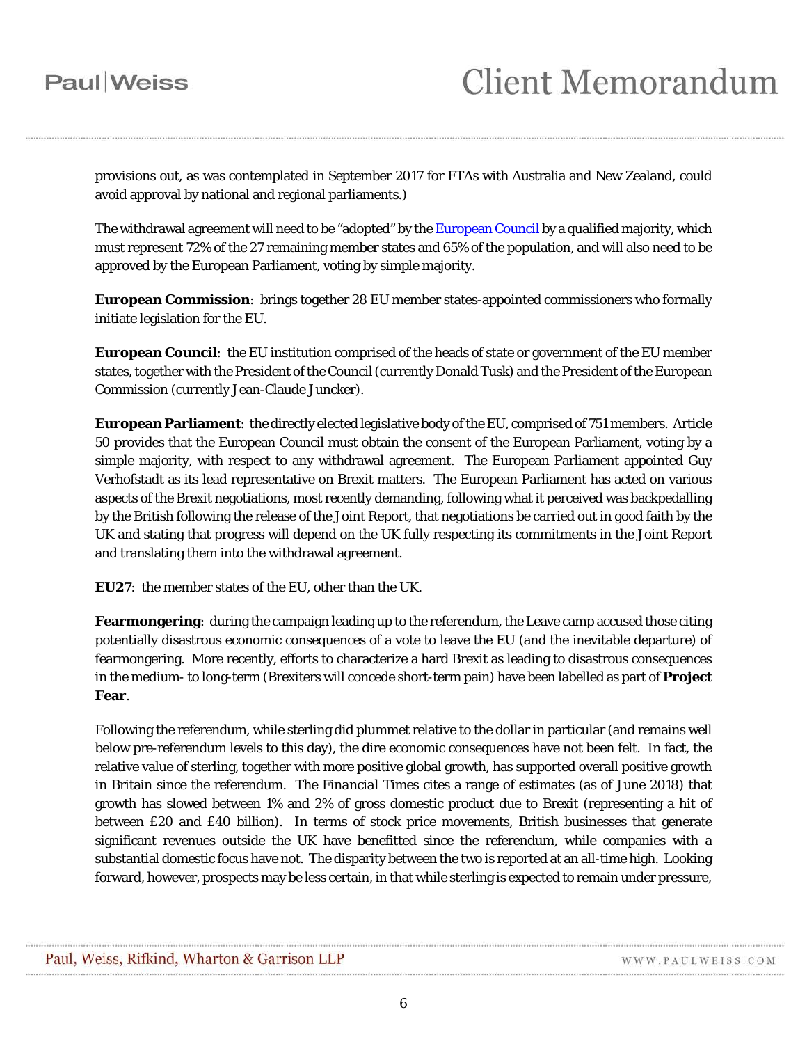provisions out, as was contemplated in September 2017 for FTAs with Australia and New Zealand, could avoid approval by national and regional parliaments.)

The withdrawal agreement will need to be "adopted" by the European Council by a qualified majority, which must represent 72% of the 27 remaining member states and 65% of the population, and will also need to be approved by the European Parliament, voting by simple majority.

**European Commission**: brings together 28 EU member states-appointed commissioners who formally initiate legislation for the EU.

**European Council**: the EU institution comprised of the heads of state or government of the EU member states, together with the President of the Council (currently Donald Tusk) and the President of the European Commission (currently Jean-Claude Juncker).

**European Parliament**: the directly elected legislative body of the EU, comprised of 751 members. Article 50 provides that the European Council must obtain the consent of the European Parliament, voting by a simple majority, with respect to any withdrawal agreement. The European Parliament appointed Guy Verhofstadt as its lead representative on Brexit matters. The European Parliament has acted on various aspects of the Brexit negotiations, most recently demanding, following what it perceived was backpedalling by the British following the release of the Joint Report, that negotiations be carried out in good faith by the UK and stating that progress will depend on the UK fully respecting its commitments in the Joint Report and translating them into the withdrawal agreement.

**EU27**: the member states of the EU, other than the UK.

**Fearmongering**: during the campaign leading up to the referendum, the Leave camp accused those citing potentially disastrous economic consequences of a vote to leave the EU (and the inevitable departure) of fearmongering. More recently, efforts to characterize a hard Brexit as leading to disastrous consequences in the medium- to long-term (Brexiters will concede short-term pain) have been labelled as part of **Project Fear**.

Following the referendum, while sterling did plummet relative to the dollar in particular (and remains well below pre-referendum levels to this day), the dire economic consequences have not been felt. In fact, the relative value of sterling, together with more positive global growth, has supported overall positive growth in Britain since the referendum. The *Financial Times* cites a range of estimates (as of June 2018) that growth has slowed between 1% and 2% of gross domestic product due to Brexit (representing a hit of between £20 and £40 billion). In terms of stock price movements, British businesses that generate significant revenues outside the UK have benefitted since the referendum, while companies with a substantial domestic focus have not. The disparity between the two is reported at an all-time high. Looking forward, however, prospects may be less certain, in that while sterling is expected to remain under pressure,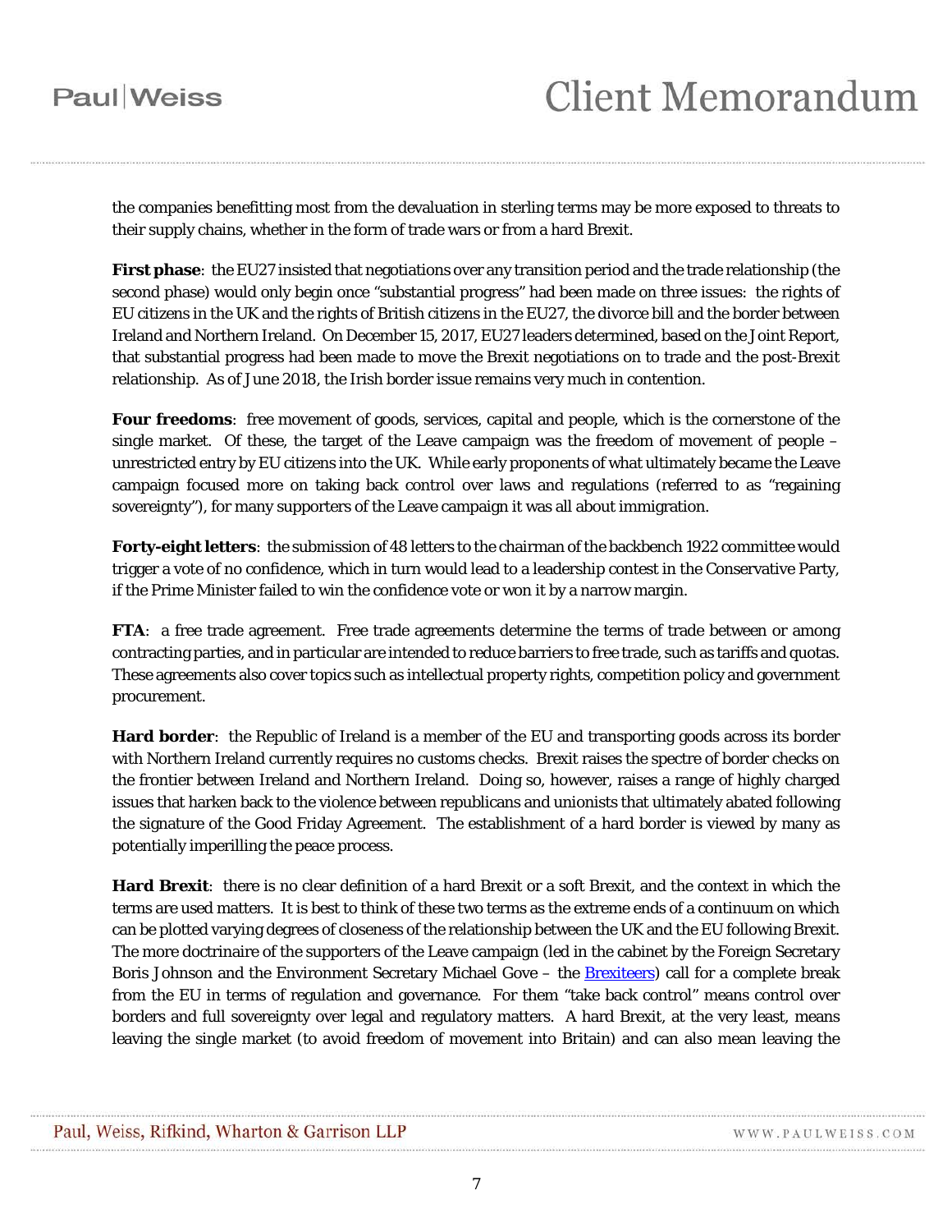the companies benefitting most from the devaluation in sterling terms may be more exposed to threats to their supply chains, whether in the form of trade wars or from a hard Brexit.

**First phase**: the EU27 insisted that negotiations over any transition period and the trade relationship (the second phase) would only begin once "substantial progress" had been made on three issues: the rights of EU citizens in the UK and the rights of British citizens in the EU27, the divorce bill and the border between Ireland and Northern Ireland. On December 15, 2017, EU27 leaders determined, based on the Joint Report, that substantial progress had been made to move the Brexit negotiations on to trade and the post-Brexit relationship. As of June 2018, the Irish border issue remains very much in contention.

**Four freedoms**: free movement of goods, services, capital and people, which is the cornerstone of the single market. Of these, the target of the Leave campaign was the freedom of movement of people – unrestricted entry by EU citizens into the UK. While early proponents of what ultimately became the Leave campaign focused more on taking back control over laws and regulations (referred to as "regaining sovereignty"), for many supporters of the Leave campaign it was all about immigration.

**Forty-eight letters**: the submission of 48 letters to the chairman of the backbench 1922 committee would trigger a vote of no confidence, which in turn would lead to a leadership contest in the Conservative Party, if the Prime Minister failed to win the confidence vote or won it by a narrow margin.

**FTA**: a free trade agreement. Free trade agreements determine the terms of trade between or among contracting parties, and in particular are intended to reduce barriers to free trade, such as tariffs and quotas. These agreements also cover topics such as intellectual property rights, competition policy and government procurement.

**Hard border**: the Republic of Ireland is a member of the EU and transporting goods across its border with Northern Ireland currently requires no customs checks. Brexit raises the spectre of border checks on the frontier between Ireland and Northern Ireland. Doing so, however, raises a range of highly charged issues that harken back to the violence between republicans and unionists that ultimately abated following the signature of the Good Friday Agreement. The establishment of a hard border is viewed by many as potentially imperilling the peace process.

**Hard Brexit**: there is no clear definition of a hard Brexit or a soft Brexit, and the context in which the terms are used matters. It is best to think of these two terms as the extreme ends of a continuum on which can be plotted varying degrees of closeness of the relationship between the UK and the EU following Brexit. The more doctrinaire of the supporters of the Leave campaign (led in the cabinet by the Foreign Secretary Boris Johnson and the Environment Secretary Michael Gove – the Brexiteers) call for a complete break from the EU in terms of regulation and governance. For them "take back control" means control over borders and full sovereignty over legal and regulatory matters. A hard Brexit, at the very least, means leaving the single market (to avoid freedom of movement into Britain) and can also mean leaving the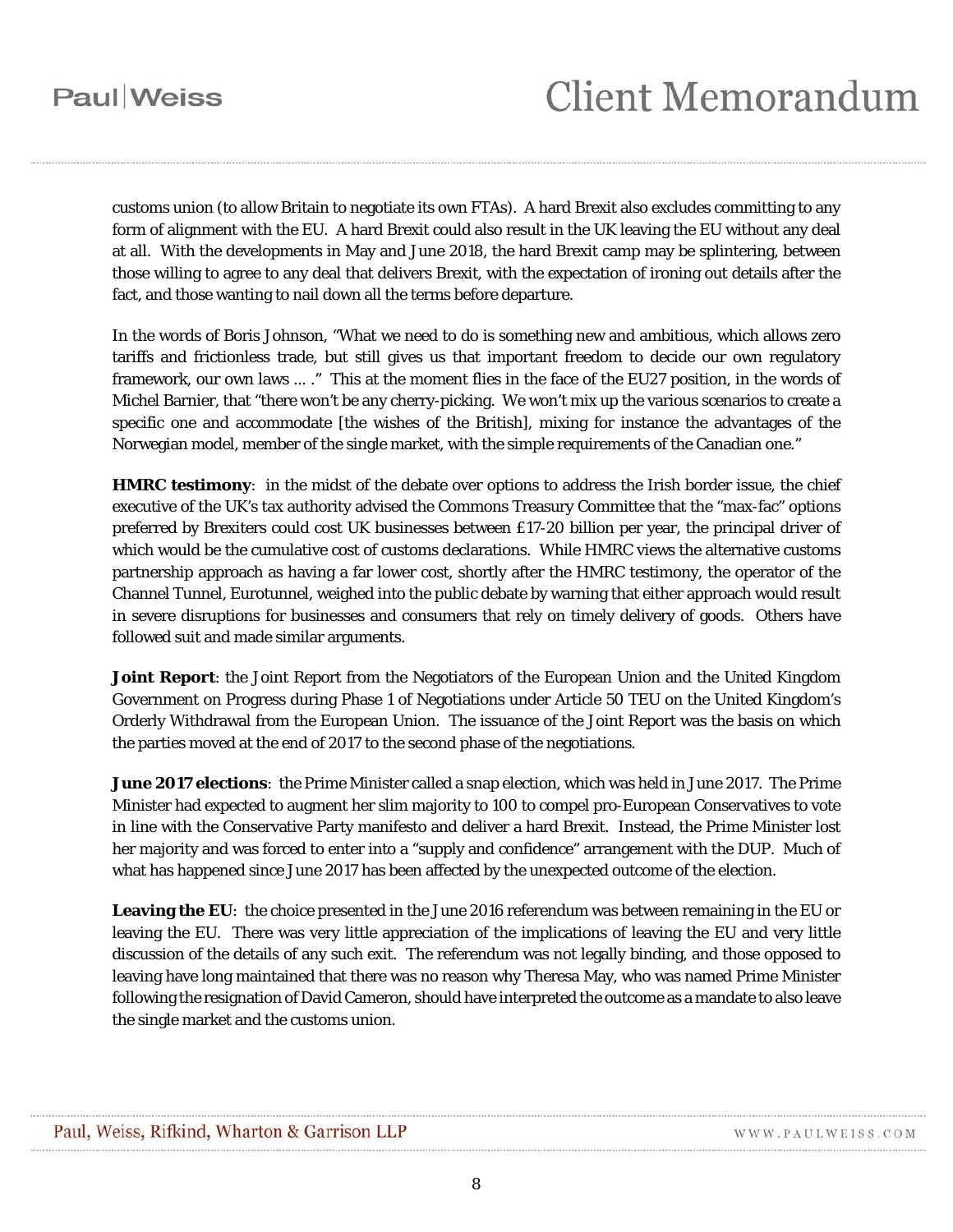customs union (to allow Britain to negotiate its own FTAs). A hard Brexit also excludes committing to any form of alignment with the EU. A hard Brexit could also result in the UK leaving the EU without any deal at all. With the developments in May and June 2018, the hard Brexit camp may be splintering, between those willing to agree to any deal that delivers Brexit, with the expectation of ironing out details after the fact, and those wanting to nail down all the terms before departure.

In the words of Boris Johnson, "What we need to do is something new and ambitious, which allows zero tariffs and frictionless trade, but still gives us that important freedom to decide our own regulatory framework, our own laws ... ." This at the moment flies in the face of the EU27 position, in the words of Michel Barnier, that "there won't be any cherry-picking. We won't mix up the various scenarios to create a specific one and accommodate [the wishes of the British], mixing for instance the advantages of the Norwegian model, member of the single market, with the simple requirements of the Canadian one."

**HMRC testimony**: in the midst of the debate over options to address the Irish border issue, the chief executive of the UK's tax authority advised the Commons Treasury Committee that the "max-fac" options preferred by Brexiters could cost UK businesses between £17-20 billion per year, the principal driver of which would be the cumulative cost of customs declarations. While HMRC views the alternative customs partnership approach as having a far lower cost, shortly after the HMRC testimony, the operator of the Channel Tunnel, Eurotunnel, weighed into the public debate by warning that either approach would result in severe disruptions for businesses and consumers that rely on timely delivery of goods. Others have followed suit and made similar arguments.

**Joint Report**: the Joint Report from the Negotiators of the European Union and the United Kingdom Government on Progress during Phase 1 of Negotiations under Article 50 TEU on the United Kingdom's Orderly Withdrawal from the European Union. The issuance of the Joint Report was the basis on which the parties moved at the end of 2017 to the second phase of the negotiations.

**June 2017 elections**: the Prime Minister called a snap election, which was held in June 2017. The Prime Minister had expected to augment her slim majority to 100 to compel pro-European Conservatives to vote in line with the Conservative Party manifesto and deliver a hard Brexit. Instead, the Prime Minister lost her majority and was forced to enter into a "supply and confidence" arrangement with the DUP. Much of what has happened since June 2017 has been affected by the unexpected outcome of the election.

**Leaving the EU**: the choice presented in the June 2016 referendum was between remaining in the EU or leaving the EU. There was very little appreciation of the implications of leaving the EU and very little discussion of the details of any such exit. The referendum was not legally binding, and those opposed to leaving have long maintained that there was no reason why Theresa May, who was named Prime Minister following the resignation of David Cameron, should have interpreted the outcome as a mandate to also leave the single market and the customs union.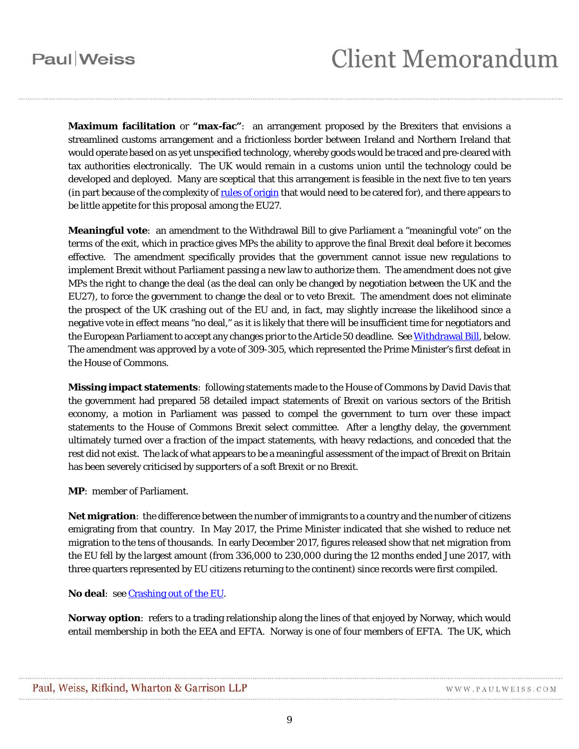**Maximum facilitation** or **"max-fac"**: an arrangement proposed by the Brexiters that envisions a streamlined customs arrangement and a frictionless border between Ireland and Northern Ireland that would operate based on as yet unspecified technology, whereby goods would be traced and pre-cleared with tax authorities electronically. The UK would remain in a customs union until the technology could be developed and deployed. Many are sceptical that this arrangement is feasible in the next five to ten years (in part because of the complexity of rules of origin that would need to be catered for), and there appears to be little appetite for this proposal among the EU27.

**Meaningful vote**: an amendment to the Withdrawal Bill to give Parliament a "meaningful vote" on the terms of the exit, which in practice gives MPs the ability to approve the final Brexit deal before it becomes effective. The amendment specifically provides that the government cannot issue new regulations to implement Brexit without Parliament passing a new law to authorize them. The amendment does not give MPs the right to change the deal (as the deal can only be changed by negotiation between the UK and the EU27), to force the government to change the deal or to veto Brexit. The amendment does not eliminate the prospect of the UK crashing out of the EU and, in fact, may slightly increase the likelihood since a negative vote in effect means "no deal," as it is likely that there will be insufficient time for negotiators and the European Parliament to accept any changes prior to the Article 50 deadline. See Withdrawal Bill, below. The amendment was approved by a vote of 309-305, which represented the Prime Minister's first defeat in the House of Commons.

**Missing impact statements**: following statements made to the House of Commons by David Davis that the government had prepared 58 detailed impact statements of Brexit on various sectors of the British economy, a motion in Parliament was passed to compel the government to turn over these impact statements to the House of Commons Brexit select committee. After a lengthy delay, the government ultimately turned over a fraction of the impact statements, with heavy redactions, and conceded that the rest did not exist. The lack of what appears to be a meaningful assessment of the impact of Brexit on Britain has been severely criticised by supporters of a soft Brexit or no Brexit.

**MP**: member of Parliament.

**Net migration**: the difference between the number of immigrants to a country and the number of citizens emigrating from that country. In May 2017, the Prime Minister indicated that she wished to reduce net migration to the tens of thousands. In early December 2017, figures released show that net migration from the EU fell by the largest amount (from 336,000 to 230,000 during the 12 months ended June 2017, with three quarters represented by EU citizens returning to the continent) since records were first compiled.

**No deal**: see Crashing out of the EU.

**Norway option**: refers to a trading relationship along the lines of that enjoyed by Norway, which would entail membership in both the EEA and EFTA. Norway is one of four members of EFTA. The UK, which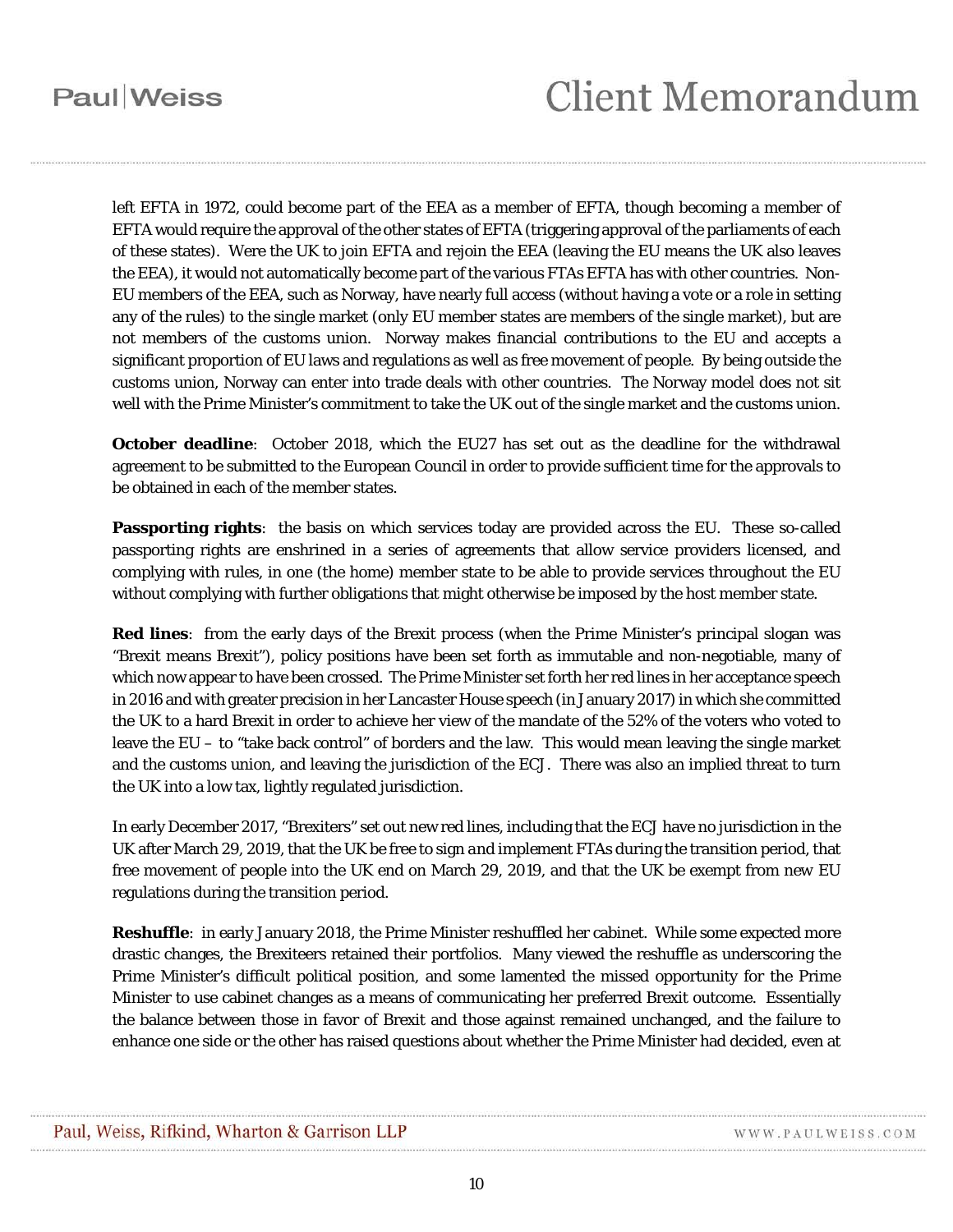left EFTA in 1972, could become part of the EEA as a member of EFTA, though becoming a member of EFTA would require the approval of the other states of EFTA (triggering approval of the parliaments of each of these states). Were the UK to join EFTA and rejoin the EEA (leaving the EU means the UK also leaves the EEA), it would not automatically become part of the various FTAs EFTA has with other countries. Non-EU members of the EEA, such as Norway, have nearly full access (without having a vote or a role in setting any of the rules) to the single market (only EU member states are members of the single market), but are not members of the customs union. Norway makes financial contributions to the EU and accepts a significant proportion of EU laws and regulations as well as free movement of people. By being outside the customs union, Norway can enter into trade deals with other countries. The Norway model does not sit well with the Prime Minister's commitment to take the UK out of the single market and the customs union.

**October deadline**: October 2018, which the EU27 has set out as the deadline for the withdrawal agreement to be submitted to the European Council in order to provide sufficient time for the approvals to be obtained in each of the member states.

**Passporting rights**: the basis on which services today are provided across the EU. These so-called passporting rights are enshrined in a series of agreements that allow service providers licensed, and complying with rules, in one (the home) member state to be able to provide services throughout the EU without complying with further obligations that might otherwise be imposed by the host member state.

**Red lines**: from the early days of the Brexit process (when the Prime Minister's principal slogan was "Brexit means Brexit"), policy positions have been set forth as immutable and non-negotiable, many of which now appear to have been crossed. The Prime Minister set forth her red lines in her acceptance speech in 2016 and with greater precision in her Lancaster House speech (in January 2017) in which she committed the UK to a hard Brexit in order to achieve her view of the mandate of the 52% of the voters who voted to leave the EU – to "take back control" of borders and the law. This would mean leaving the single market and the customs union, and leaving the jurisdiction of the ECJ. There was also an implied threat to turn the UK into a low tax, lightly regulated jurisdiction.

In early December 2017, "Brexiters" set out new red lines, including that the ECJ have no jurisdiction in the UK after March 29, 2019, that the UK be free to sign and implement FTAs during the transition period, that free movement of people into the UK end on March 29, 2019, and that the UK be exempt from new EU regulations during the transition period.

**Reshuffle**: in early January 2018, the Prime Minister reshuffled her cabinet. While some expected more drastic changes, the Brexiteers retained their portfolios. Many viewed the reshuffle as underscoring the Prime Minister's difficult political position, and some lamented the missed opportunity for the Prime Minister to use cabinet changes as a means of communicating her preferred Brexit outcome. Essentially the balance between those in favor of Brexit and those against remained unchanged, and the failure to enhance one side or the other has raised questions about whether the Prime Minister had decided, even at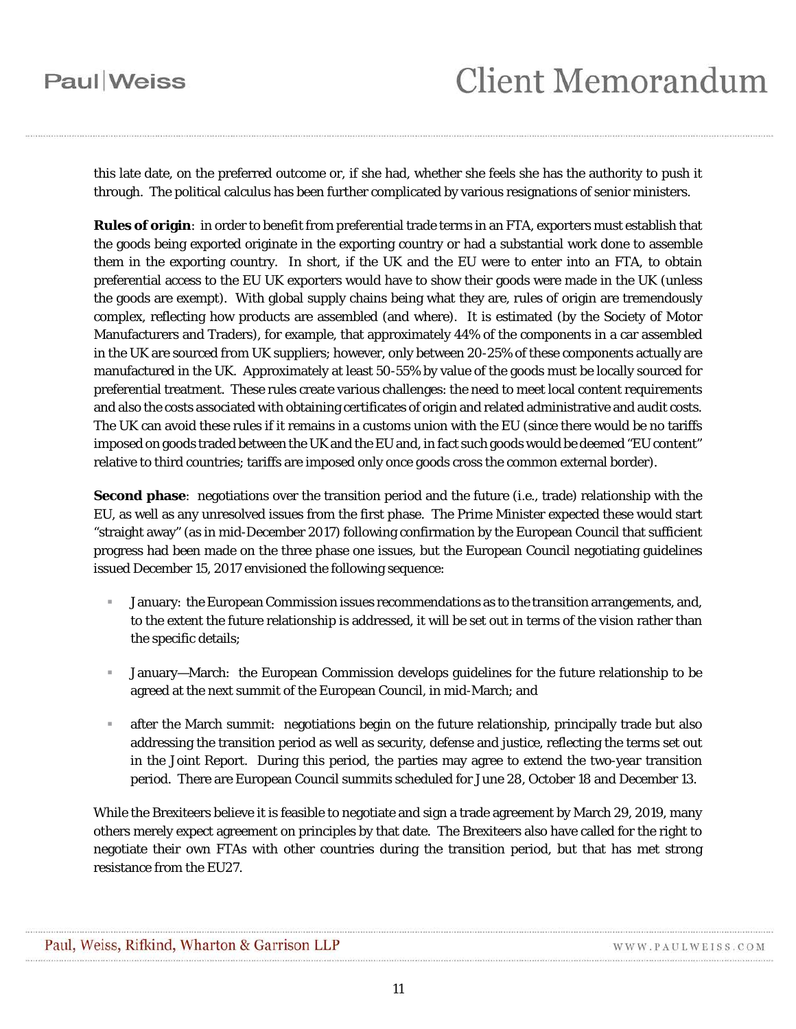this late date, on the preferred outcome or, if she had, whether she feels she has the authority to push it through. The political calculus has been further complicated by various resignations of senior ministers.

**Rules of origin**: in order to benefit from preferential trade terms in an FTA, exporters must establish that the goods being exported originate in the exporting country or had a substantial work done to assemble them in the exporting country. In short, if the UK and the EU were to enter into an FTA, to obtain preferential access to the EU UK exporters would have to show their goods were made in the UK (unless the goods are exempt). With global supply chains being what they are, rules of origin are tremendously complex, reflecting how products are assembled (and where). It is estimated (by the Society of Motor Manufacturers and Traders), for example, that approximately 44% of the components in a car assembled in the UK are sourced from UK suppliers; however, only between 20-25% of these components actually are manufactured in the UK. Approximately at least 50-55% by value of the goods must be locally sourced for preferential treatment. These rules create various challenges: the need to meet local content requirements and also the costs associated with obtaining certificates of origin and related administrative and audit costs. The UK can avoid these rules if it remains in a customs union with the EU (since there would be no tariffs imposed on goods traded between the UK and the EU and, in fact such goods would be deemed "EU content" relative to third countries; tariffs are imposed only once goods cross the common external border).

**Second phase**: negotiations over the transition period and the future (i.e., trade) relationship with the EU, as well as any unresolved issues from the first phase. The Prime Minister expected these would start "straight away" (as in mid-December 2017) following confirmation by the European Council that sufficient progress had been made on the three phase one issues, but the European Council negotiating guidelines issued December 15, 2017 envisioned the following sequence:

- January: the European Commission issues recommendations as to the transition arrangements, and, to the extent the future relationship is addressed, it will be set out in terms of the vision rather than the specific details;
- January—March: the European Commission develops guidelines for the future relationship to be agreed at the next summit of the European Council, in mid-March; and
- after the March summit: negotiations begin on the future relationship, principally trade but also addressing the transition period as well as security, defense and justice, reflecting the terms set out in the Joint Report. During this period, the parties may agree to extend the two-year transition period. There are European Council summits scheduled for June 28, October 18 and December 13.

While the Brexiteers believe it is feasible to negotiate and sign a trade agreement by March 29, 2019, many others merely expect agreement on principles by that date. The Brexiteers also have called for the right to negotiate their own FTAs with other countries during the transition period, but that has met strong resistance from the EU27.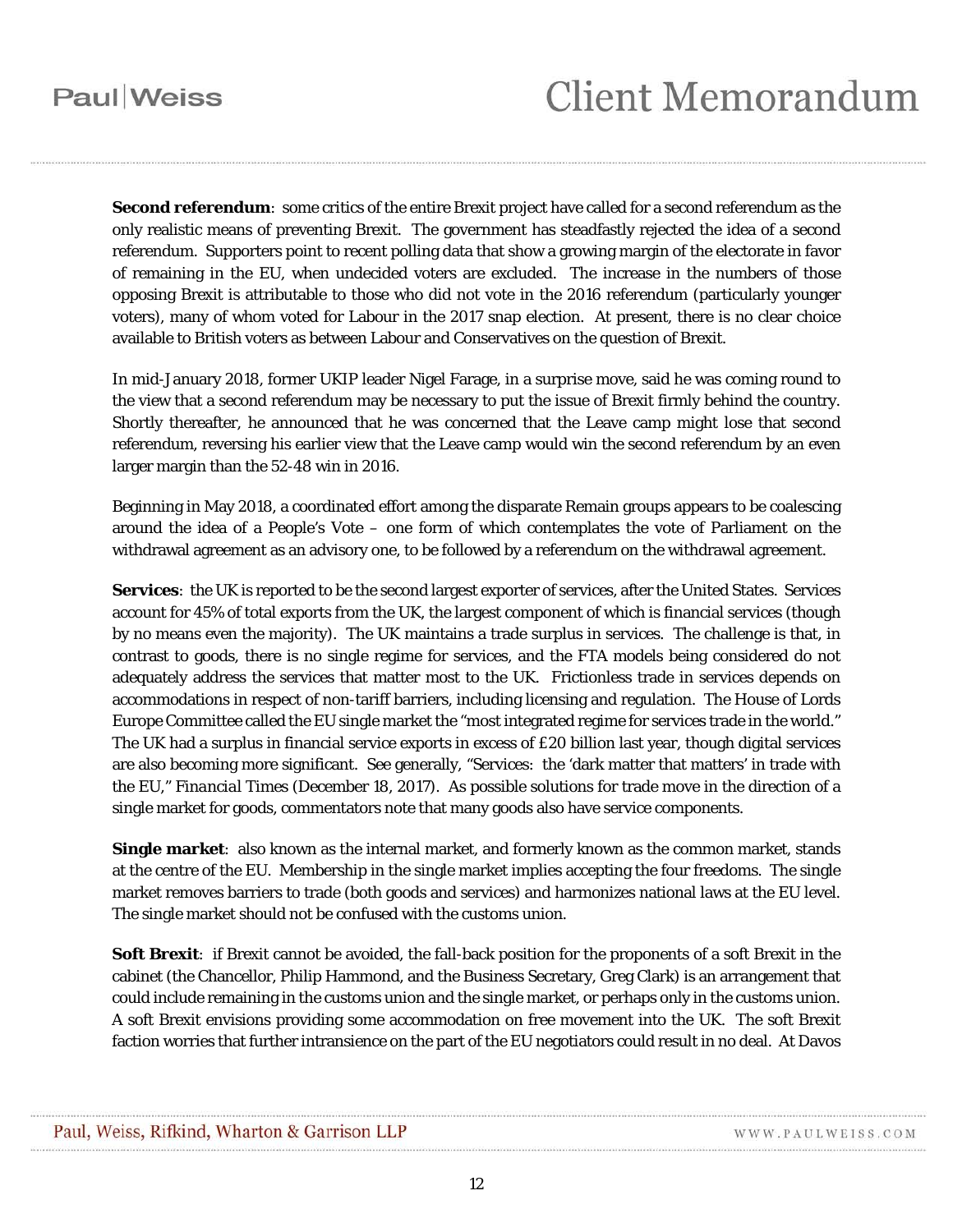**Second referendum**: some critics of the entire Brexit project have called for a second referendum as the only realistic means of preventing Brexit. The government has steadfastly rejected the idea of a second referendum. Supporters point to recent polling data that show a growing margin of the electorate in favor of remaining in the EU, when undecided voters are excluded. The increase in the numbers of those opposing Brexit is attributable to those who did not vote in the 2016 referendum (particularly younger voters), many of whom voted for Labour in the 2017 snap election. At present, there is no clear choice available to British voters as between Labour and Conservatives on the question of Brexit.

In mid-January 2018, former UKIP leader Nigel Farage, in a surprise move, said he was coming round to the view that a second referendum may be necessary to put the issue of Brexit firmly behind the country. Shortly thereafter, he announced that he was concerned that the Leave camp might lose that second referendum, reversing his earlier view that the Leave camp would win the second referendum by an even larger margin than the 52-48 win in 2016.

Beginning in May 2018, a coordinated effort among the disparate Remain groups appears to be coalescing around the idea of a People's Vote – one form of which contemplates the vote of Parliament on the withdrawal agreement as an advisory one, to be followed by a referendum on the withdrawal agreement.

**Services**: the UK is reported to be the second largest exporter of services, after the United States. Services account for 45% of total exports from the UK, the largest component of which is financial services (though by no means even the majority). The UK maintains a trade surplus in services. The challenge is that, in contrast to goods, there is no single regime for services, and the FTA models being considered do not adequately address the services that matter most to the UK. Frictionless trade in services depends on accommodations in respect of non-tariff barriers, including licensing and regulation. The House of Lords Europe Committee called the EU single market the "most integrated regime for services trade in the world." The UK had a surplus in financial service exports in excess of £20 billion last year, though digital services are also becoming more significant. See generally, "Services: the 'dark matter that matters' in trade with the EU," *Financial Times* (December 18, 2017). As possible solutions for trade move in the direction of a single market for goods, commentators note that many goods also have service components.

**Single market**: also known as the internal market, and formerly known as the common market, stands at the centre of the EU. Membership in the single market implies accepting the four freedoms. The single market removes barriers to trade (both goods and services) and harmonizes national laws at the EU level. The single market should not be confused with the customs union.

**Soft Brexit**: if Brexit cannot be avoided, the fall-back position for the proponents of a soft Brexit in the cabinet (the Chancellor, Philip Hammond, and the Business Secretary, Greg Clark) is an arrangement that could include remaining in the customs union and the single market, or perhaps only in the customs union. A soft Brexit envisions providing some accommodation on free movement into the UK. The soft Brexit faction worries that further intransience on the part of the EU negotiators could result in no deal. At Davos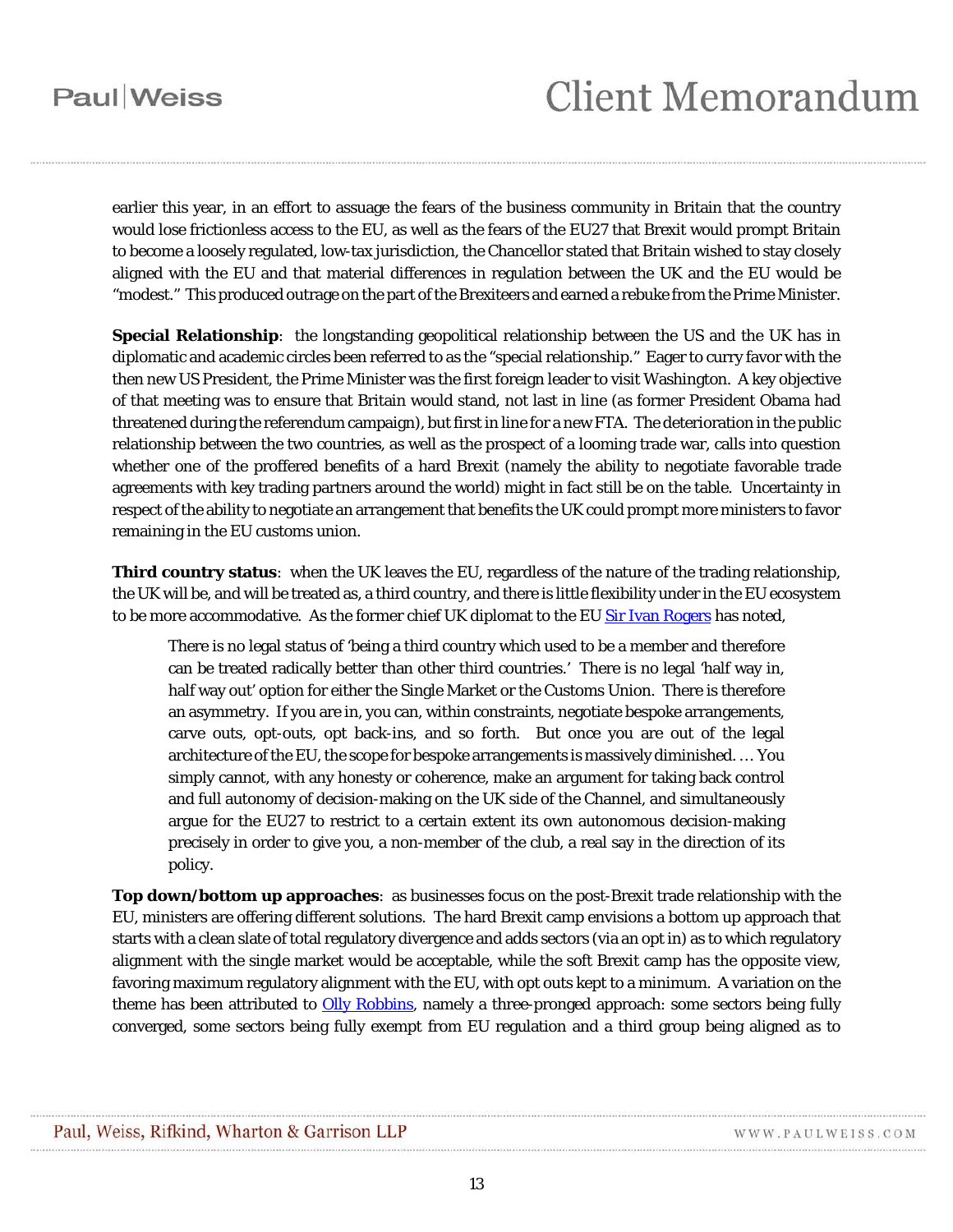earlier this year, in an effort to assuage the fears of the business community in Britain that the country would lose frictionless access to the EU, as well as the fears of the EU27 that Brexit would prompt Britain to become a loosely regulated, low-tax jurisdiction, the Chancellor stated that Britain wished to stay closely aligned with the EU and that material differences in regulation between the UK and the EU would be "modest." This produced outrage on the part of the Brexiteers and earned a rebuke from the Prime Minister.

**Special Relationship**: the longstanding geopolitical relationship between the US and the UK has in diplomatic and academic circles been referred to as the "special relationship." Eager to curry favor with the then new US President, the Prime Minister was the first foreign leader to visit Washington. A key objective of that meeting was to ensure that Britain would stand, not last in line (as former President Obama had threatened during the referendum campaign), but first in line for a new FTA. The deterioration in the public relationship between the two countries, as well as the prospect of a looming trade war, calls into question whether one of the proffered benefits of a hard Brexit (namely the ability to negotiate favorable trade agreements with key trading partners around the world) might in fact still be on the table. Uncertainty in respect of the ability to negotiate an arrangement that benefits the UK could prompt more ministers to favor remaining in the EU customs union.

**Third country status**: when the UK leaves the EU, regardless of the nature of the trading relationship, the UK will be, and will be treated as, a third country, and there is little flexibility under in the EU ecosystem to be more accommodative. As the former chief UK diplomat to the EU [Sir Ivan Rogers] has noted,

> There is no legal status of 'being a third country which used to be a member and therefore can be treated radically better than other third countries.' There is no legal 'half way in, half way out' option for either the Single Market or the Customs Union. There is therefore an asymmetry. If you are in, you can, within constraints, negotiate bespoke arrangements, carve outs, opt-outs, opt back-ins, and so forth. But once you are out of the legal architecture of the EU, the scope for bespoke arrangements is massively diminished. … You simply cannot, with any honesty or coherence, make an argument for taking back control and full autonomy of decision-making on the UK side of the Channel, and simultaneously argue for the EU27 to restrict to a certain extent its own autonomous decision-making precisely in order to give you, a non-member of the club, a real say in the direction of its policy.

**Top down/bottom up approaches**: as businesses focus on the post-Brexit trade relationship with the EU, ministers are offering different solutions. The hard Brexit camp envisions a bottom up approach that starts with a clean slate of total regulatory divergence and adds sectors (via an opt in) as to which regulatory alignment with the single market would be acceptable, while the soft Brexit camp has the opposite view, favoring maximum regulatory alignment with the EU, with opt outs kept to a minimum. A variation on the theme has been attributed to [Olly Robbins], namely a three-pronged approach: some sectors being fully converged, some sectors being fully exempt from EU regulation and a third group being aligned as to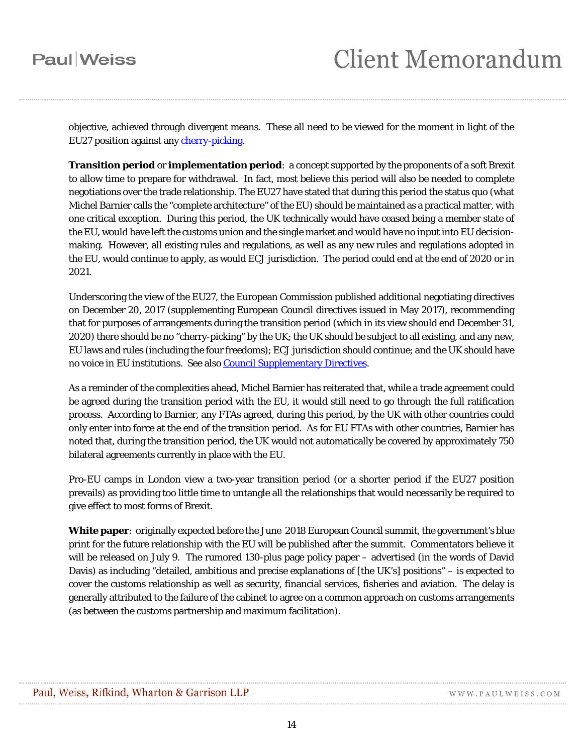objective, achieved through divergent means. These all need to be viewed for the moment in light of the EU27 position against any cherry-picking.

**Transition period** or **implementation period**: a concept supported by the proponents of a soft Brexit to allow time to prepare for withdrawal. In fact, most believe this period will also be needed to complete negotiations over the trade relationship. The EU27 have stated that during this period the status quo (what Michel Barnier calls the "complete architecture" of the EU) should be maintained as a practical matter, with one critical exception. During this period, the UK technically would have ceased being a member state of the EU, would have left the customs union and the single market and would have no input into EU decision-making. However, all existing rules and regulations, as well as any new rules and regulations adopted in the EU, would continue to apply, as would ECJ jurisdiction. The period could end at the end of 2020 or in 2021.

Underscoring the view of the EU27, the European Commission published additional negotiating directives on December 20, 2017 (supplementing European Council directives issued in May 2017), recommending that for purposes of arrangements during the transition period (which in its view should end December 31, 2020) there should be no "cherry-picking" by the UK; the UK should be subject to all existing, and any new, EU laws and rules (including the four freedoms); ECJ jurisdiction should continue; and the UK should have no voice in EU institutions. See also Council Supplementary Directives.

As a reminder of the complexities ahead, Michel Barnier has reiterated that, while a trade agreement could be agreed during the transition period with the EU, it would still need to go through the full ratification process. According to Barnier, any FTAs agreed, during this period, by the UK with other countries could only enter into force at the end of the transition period. As for EU FTAs with other countries, Barnier has noted that, during the transition period, the UK would not automatically be covered by approximately 750 bilateral agreements currently in place with the EU.

Pro-EU camps in London view a two-year transition period (or a shorter period if the EU27 position prevails) as providing too little time to untangle all the relationships that would necessarily be required to give effect to most forms of Brexit.

**White paper**: originally expected before the June 2018 European Council summit, the government's blue print for the future relationship with the EU will be published after the summit. Commentators believe it will be released on July 9. The rumored 130-plus page policy paper – advertised (in the words of David Davis) as including "detailed, ambitious and precise explanations of [the UK's] positions" – is expected to cover the customs relationship as well as security, financial services, fisheries and aviation. The delay is generally attributed to the failure of the cabinet to agree on a common approach on customs arrangements (as between the customs partnership and maximum facilitation).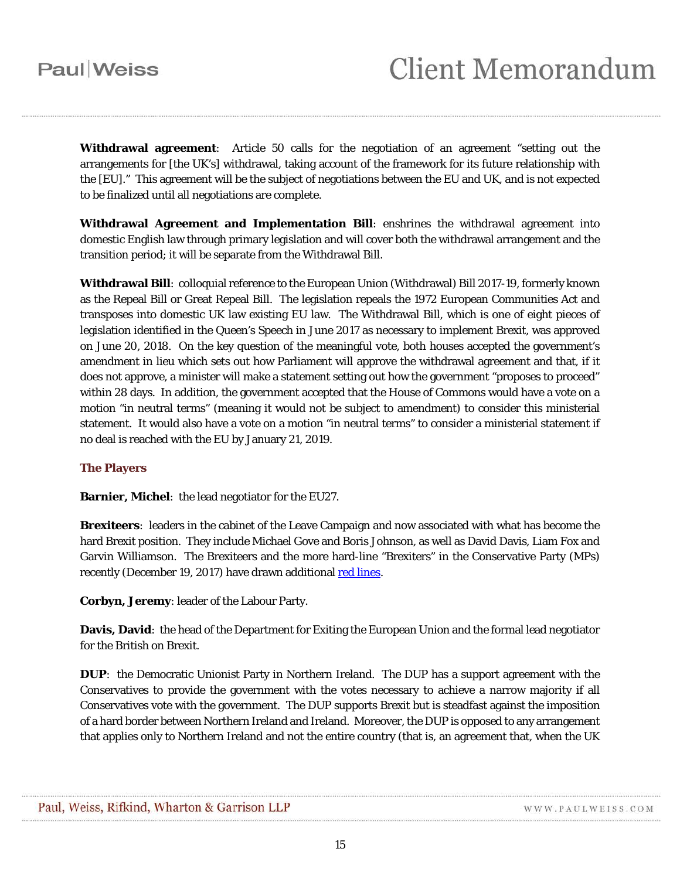**Withdrawal agreement**: Article 50 calls for the negotiation of an agreement "setting out the arrangements for [the UK's] withdrawal, taking account of the framework for its future relationship with the [EU]." This agreement will be the subject of negotiations between the EU and UK, and is not expected to be finalized until all negotiations are complete.

**Withdrawal Agreement and Implementation Bill**: enshrines the withdrawal agreement into domestic English law through primary legislation and will cover both the withdrawal arrangement and the transition period; it will be separate from the Withdrawal Bill.

**Withdrawal Bill**: colloquial reference to the European Union (Withdrawal) Bill 2017-19, formerly known as the Repeal Bill or Great Repeal Bill. The legislation repeals the 1972 European Communities Act and transposes into domestic UK law existing EU law. The Withdrawal Bill, which is one of eight pieces of legislation identified in the Queen's Speech in June 2017 as necessary to implement Brexit, was approved on June 20, 2018. On the key question of the meaningful vote, both houses accepted the government's amendment in lieu which sets out how Parliament will approve the withdrawal agreement and that, if it does not approve, a minister will make a statement setting out how the government "proposes to proceed" within 28 days. In addition, the government accepted that the House of Commons would have a vote on a motion "in neutral terms" (meaning it would not be subject to amendment) to consider this ministerial statement. It would also have a vote on a motion "in neutral terms" to consider a ministerial statement if no deal is reached with the EU by January 21, 2019.

### The Players

**Barnier, Michel**: the lead negotiator for the EU27.

**Brexiteers**: leaders in the cabinet of the Leave Campaign and now associated with what has become the hard Brexit position. They include Michael Gove and Boris Johnson, as well as David Davis, Liam Fox and Garvin Williamson. The Brexiteers and the more hard-line "Brexiters" in the Conservative Party (MPs) recently (December 19, 2017) have drawn additional red lines.

**Corbyn, Jeremy**: leader of the Labour Party.

**Davis, David**: the head of the Department for Exiting the European Union and the formal lead negotiator for the British on Brexit.

**DUP**: the Democratic Unionist Party in Northern Ireland. The DUP has a support agreement with the Conservatives to provide the government with the votes necessary to achieve a narrow majority if all Conservatives vote with the government. The DUP supports Brexit but is steadfast against the imposition of a hard border between Northern Ireland and Ireland. Moreover, the DUP is opposed to any arrangement that applies only to Northern Ireland and not the entire country (that is, an agreement that, when the UK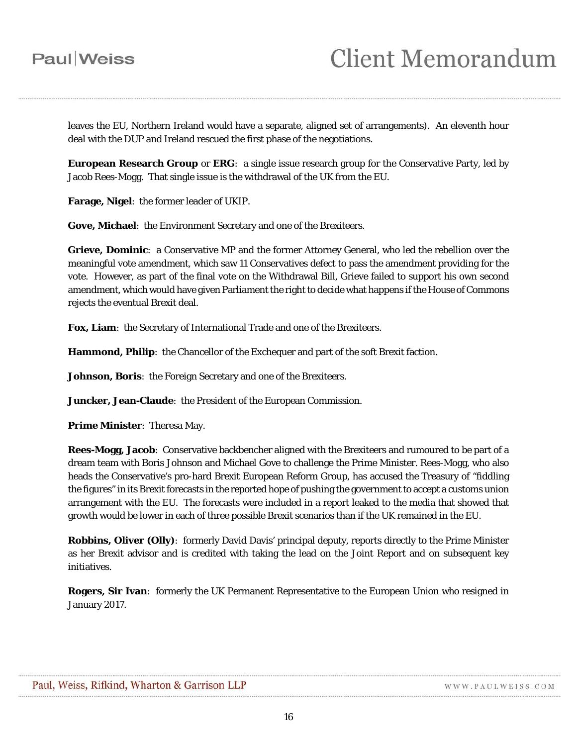leaves the EU, Northern Ireland would have a separate, aligned set of arrangements). An eleventh hour deal with the DUP and Ireland rescued the first phase of the negotiations.

**European Research Group** or **ERG**: a single issue research group for the Conservative Party, led by Jacob Rees-Mogg. That single issue is the withdrawal of the UK from the EU.

**Farage, Nigel**: the former leader of UKIP.

**Gove, Michael**: the Environment Secretary and one of the Brexiteers.

**Grieve, Dominic**: a Conservative MP and the former Attorney General, who led the rebellion over the meaningful vote amendment, which saw 11 Conservatives defect to pass the amendment providing for the vote. However, as part of the final vote on the Withdrawal Bill, Grieve failed to support his own second amendment, which would have given Parliament the right to decide what happens if the House of Commons rejects the eventual Brexit deal.

**Fox, Liam**: the Secretary of International Trade and one of the Brexiteers.

**Hammond, Philip**: the Chancellor of the Exchequer and part of the soft Brexit faction.

**Johnson, Boris**: the Foreign Secretary and one of the Brexiteers.

**Juncker, Jean-Claude**: the President of the European Commission.

**Prime Minister**: Theresa May.

**Rees-Mogg, Jacob**: Conservative backbencher aligned with the Brexiteers and rumoured to be part of a dream team with Boris Johnson and Michael Gove to challenge the Prime Minister. Rees-Mogg, who also heads the Conservative's pro-hard Brexit European Reform Group, has accused the Treasury of "fiddling the figures" in its Brexit forecasts in the reported hope of pushing the government to accept a customs union arrangement with the EU. The forecasts were included in a report leaked to the media that showed that growth would be lower in each of three possible Brexit scenarios than if the UK remained in the EU.

**Robbins, Oliver (Olly)**: formerly David Davis' principal deputy, reports directly to the Prime Minister as her Brexit advisor and is credited with taking the lead on the Joint Report and on subsequent key initiatives.

**Rogers, Sir Ivan**: formerly the UK Permanent Representative to the European Union who resigned in January 2017.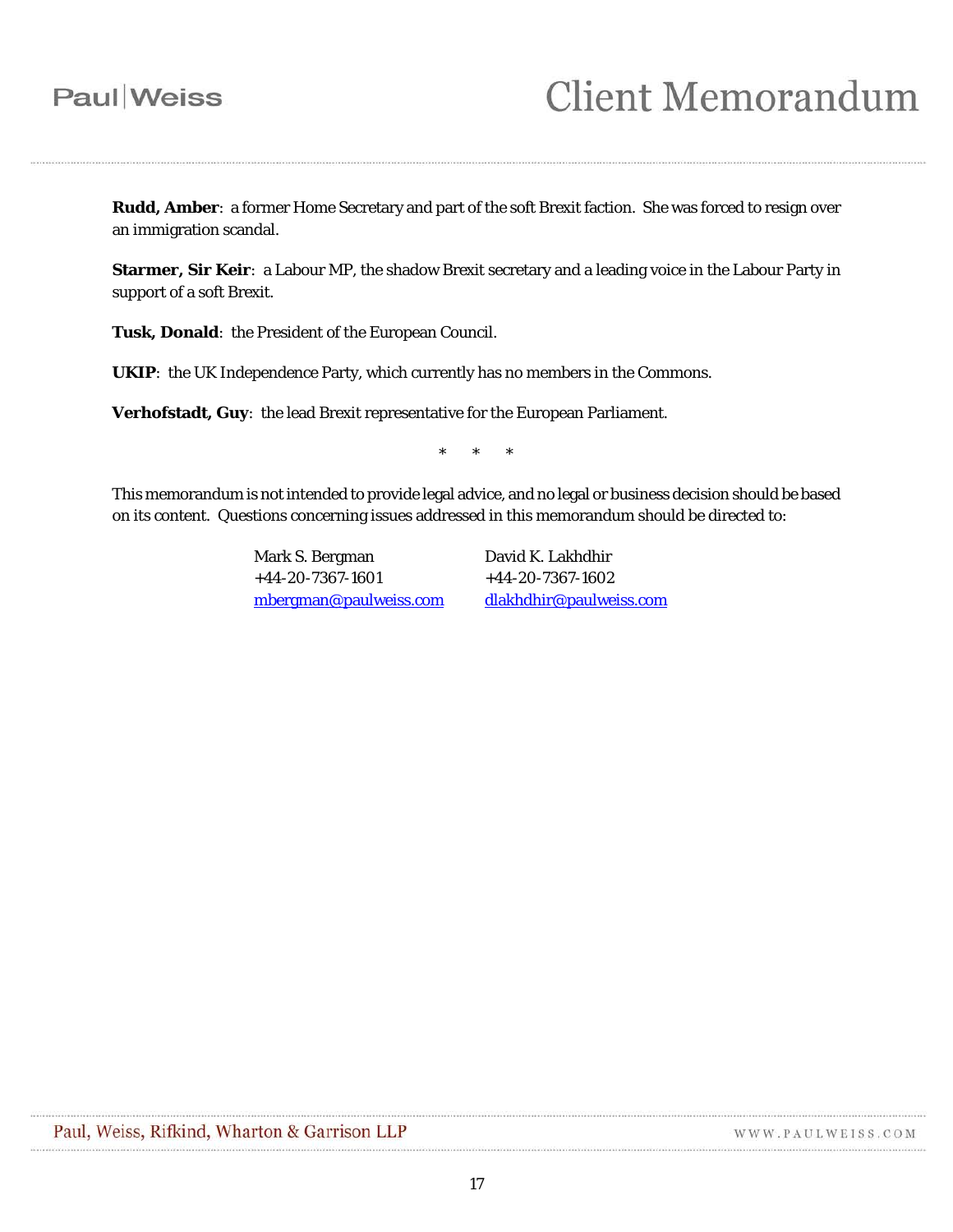**Rudd, Amber**: a former Home Secretary and part of the soft Brexit faction. She was forced to resign over an immigration scandal.

**Starmer, Sir Keir**: a Labour MP, the shadow Brexit secretary and a leading voice in the Labour Party in support of a soft Brexit.

**Tusk, Donald**: the President of the European Council.

**UKIP**: the UK Independence Party, which currently has no members in the Commons.

**Verhofstadt, Guy**: the lead Brexit representative for the European Parliament.

\* \* \*

This memorandum is not intended to provide legal advice, and no legal or business decision should be based on its content. Questions concerning issues addressed in this memorandum should be directed to:

| | |
|---|---|
| Mark S. Bergman | David K. Lakhdhir |
| +44-20-7367-1601 | +44-20-7367-1602 |
| mbergman@paulweiss.com | dlakhdhir@paulweiss.com |